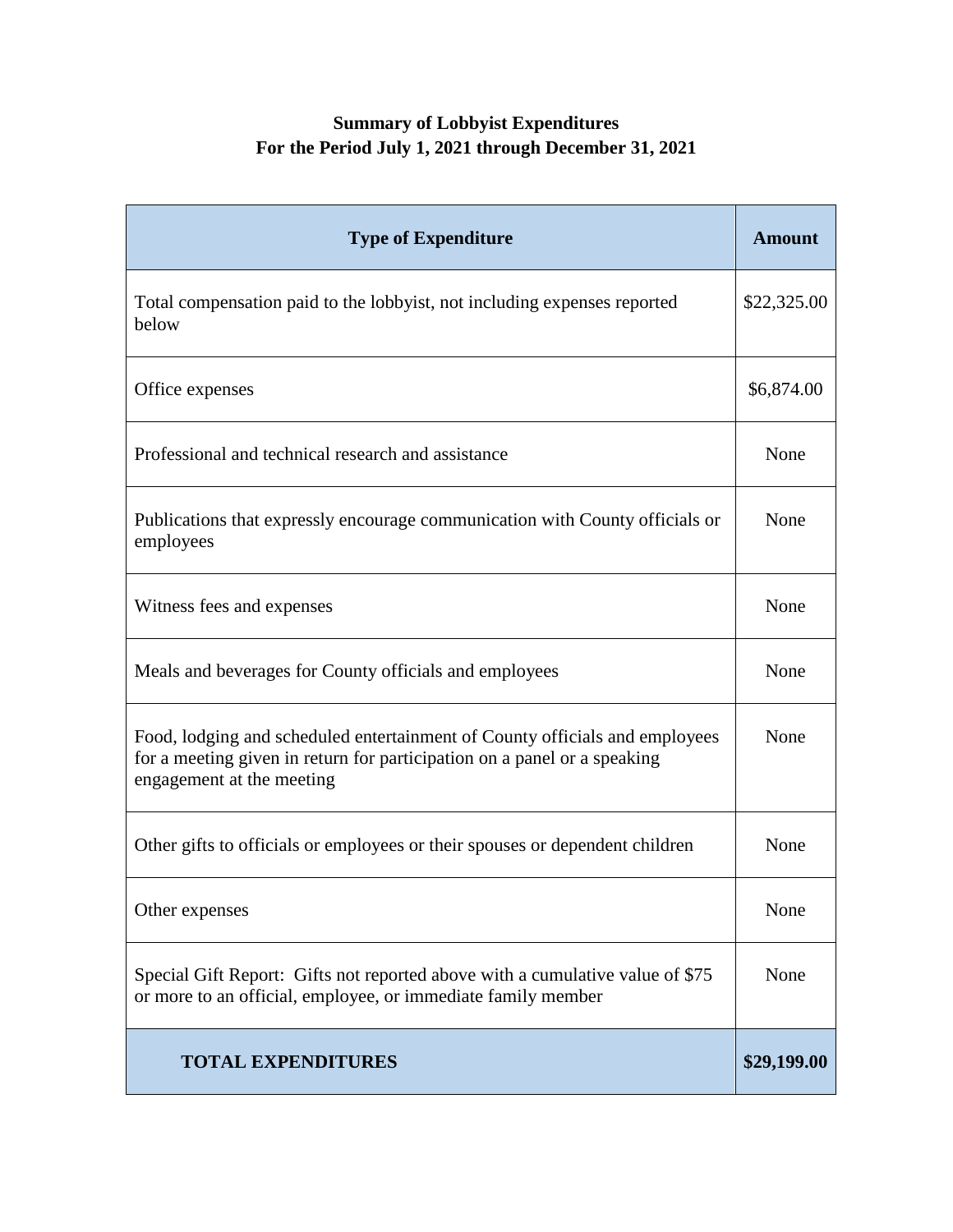# Summary of Lobbyist Expenditures
## For the Period July 1, 2021 through December 31, 2021

| Type of Expenditure | Amount |
|---|---|
| Total compensation paid to the lobbyist, not including expenses reported below | $22,325.00 |
| Office expenses | $6,874.00 |
| Professional and technical research and assistance | None |
| Publications that expressly encourage communication with County officials or employees | None |
| Witness fees and expenses | None |
| Meals and beverages for County officials and employees | None |
| Food, lodging and scheduled entertainment of County officials and employees for a meeting given in return for participation on a panel or a speaking engagement at the meeting | None |
| Other gifts to officials or employees or their spouses or dependent children | None |
| Other expenses | None |
| Special Gift Report: Gifts not reported above with a cumulative value of $75 or more to an official, employee, or immediate family member | None |
| **TOTAL EXPENDITURES** | **$29,199.00** |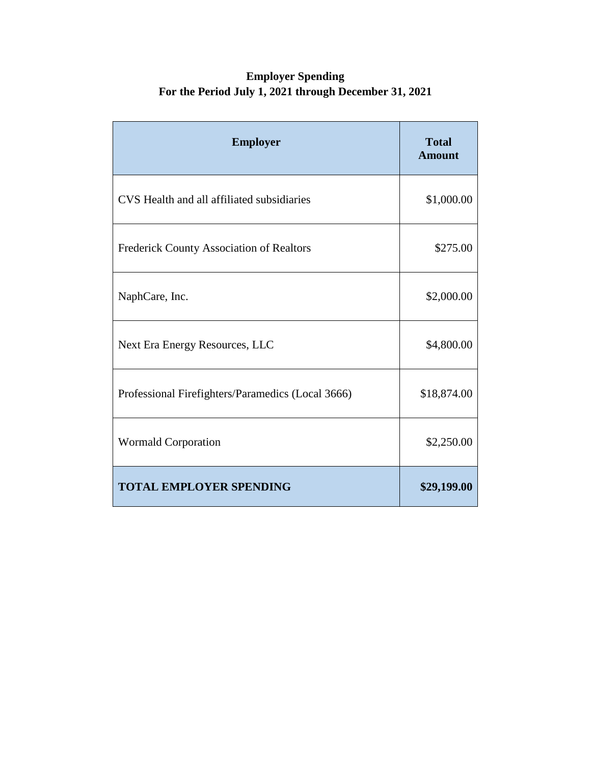**Employer Spending**
**For the Period July 1, 2021 through December 31, 2021**

| Employer | Total Amount |
|---|---|
| CVS Health and all affiliated subsidiaries | $1,000.00 |
| Frederick County Association of Realtors | $275.00 |
| NaphCare, Inc. | $2,000.00 |
| Next Era Energy Resources, LLC | $4,800.00 |
| Professional Firefighters/Paramedics (Local 3666) | $18,874.00 |
| Wormald Corporation | $2,250.00 |
| **TOTAL EMPLOYER SPENDING** | **$29,199.00** |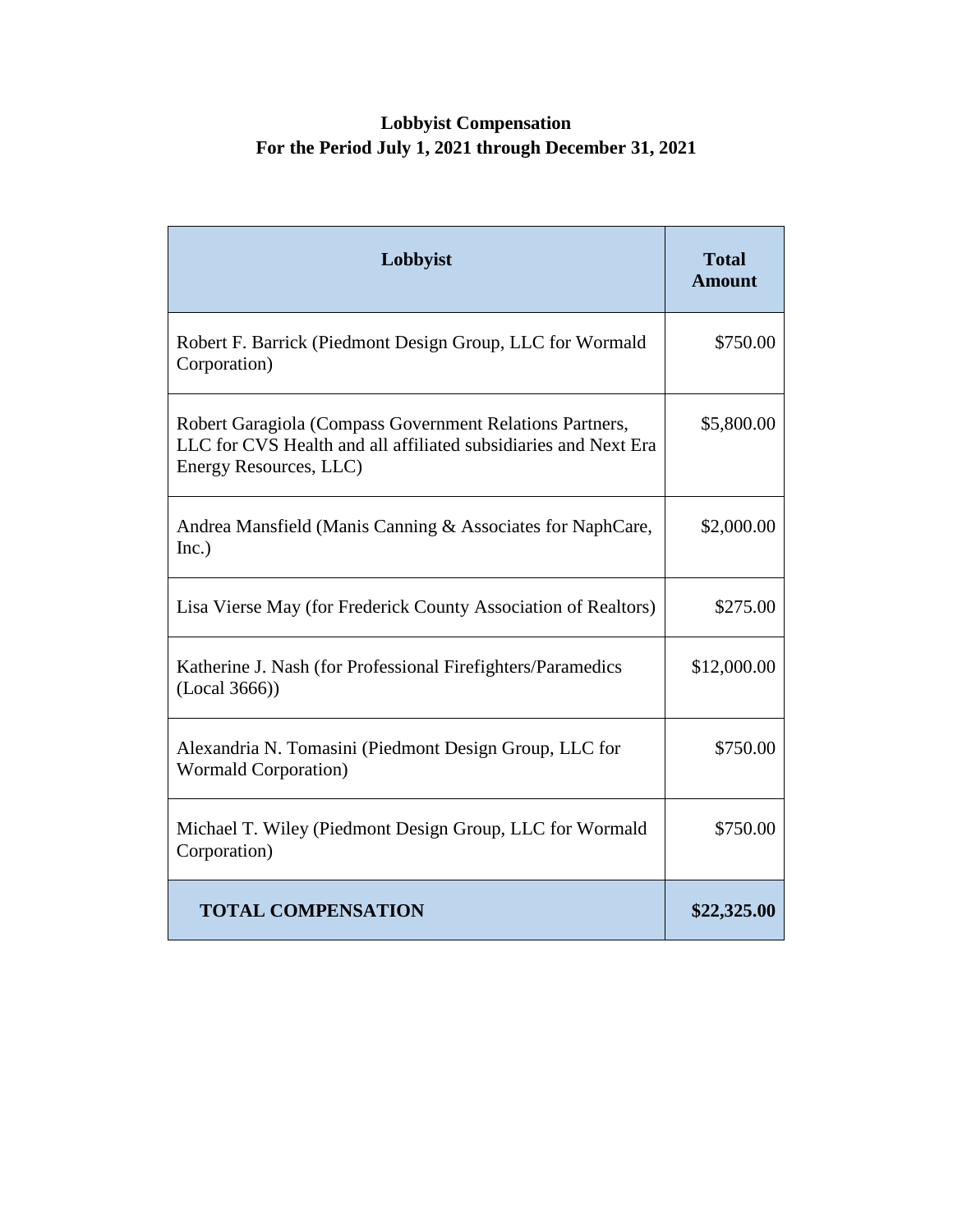**Lobbyist Compensation**
**For the Period July 1, 2021 through December 31, 2021**

| Lobbyist | Total Amount |
|---|---|
| Robert F. Barrick (Piedmont Design Group, LLC for Wormald Corporation) | $750.00 |
| Robert Garagiola (Compass Government Relations Partners, LLC for CVS Health and all affiliated subsidiaries and Next Era Energy Resources, LLC) | $5,800.00 |
| Andrea Mansfield (Manis Canning & Associates for NaphCare, Inc.) | $2,000.00 |
| Lisa Vierse May (for Frederick County Association of Realtors) | $275.00 |
| Katherine J. Nash (for Professional Firefighters/Paramedics (Local 3666)) | $12,000.00 |
| Alexandria N. Tomasini (Piedmont Design Group, LLC for Wormald Corporation) | $750.00 |
| Michael T. Wiley (Piedmont Design Group, LLC for Wormald Corporation) | $750.00 |
| **TOTAL COMPENSATION** | **$22,325.00** |